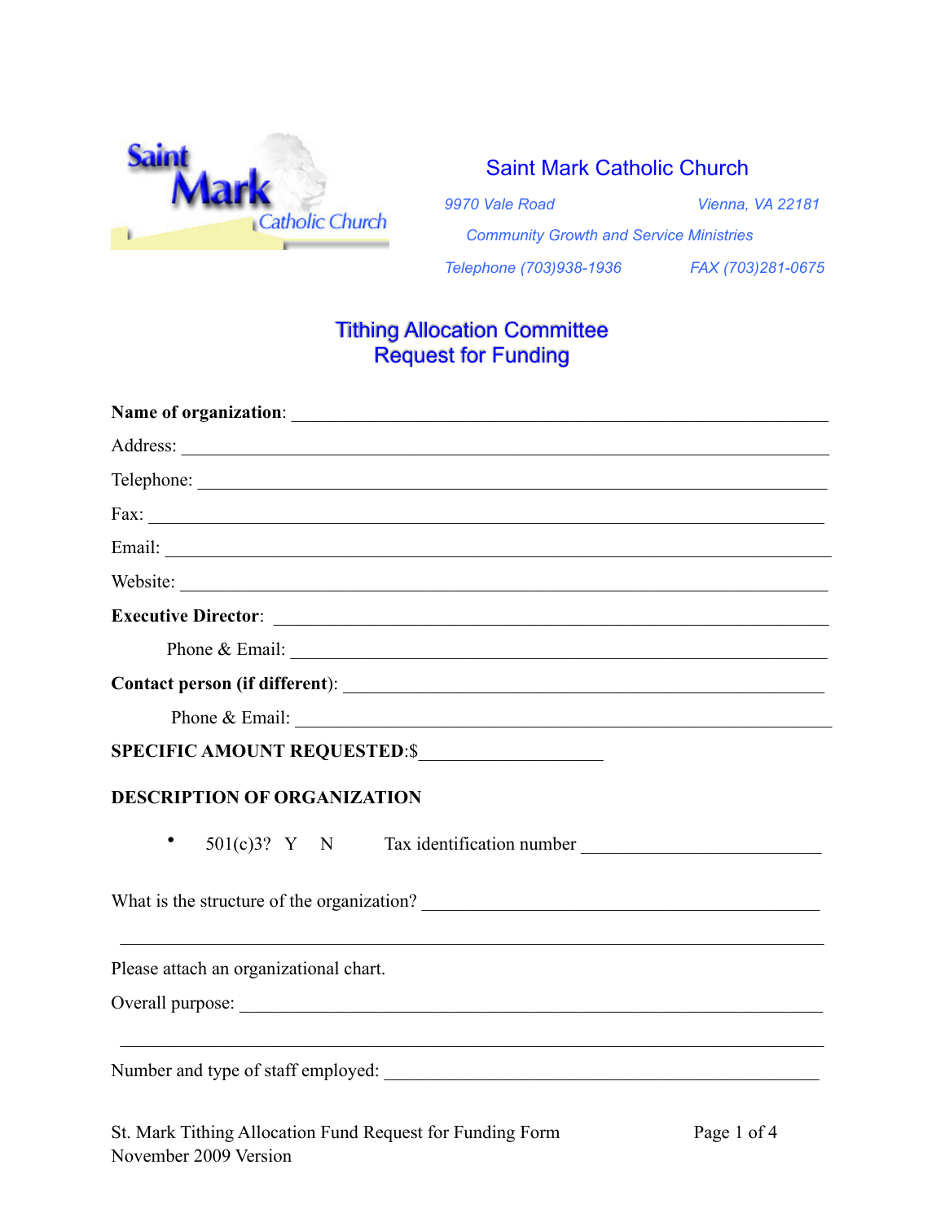# Saint Mark Catholic Church

*9970 Vale Road* *Vienna, VA 22181*

*Community Growth and Service Ministries*

*Telephone (703)938-1936* *FAX (703)281-0675*

## Tithing Allocation Committee
## Request for Funding

**Name of organization**: ______________________________________________

Address: ______________________________________________

Telephone: ______________________________________________

Fax: ______________________________________________

Email: ______________________________________________

Website: ______________________________________________

**Executive Director**: ______________________________________________

Phone & Email: ______________________________________________

**Contact person (if different)**: ______________________________________________

Phone & Email: ______________________________________________

**SPECIFIC AMOUNT REQUESTED**:$____________________

**DESCRIPTION OF ORGANIZATION**

- 501(c)3? Y N Tax identification number ___________________________

What is the structure of the organization? ______________________________________________

______________________________________________

Please attach an organizational chart.

Overall purpose: ______________________________________________

______________________________________________

Number and type of staff employed: ______________________________________________

St. Mark Tithing Allocation Fund Request for Funding Form
November 2009 Version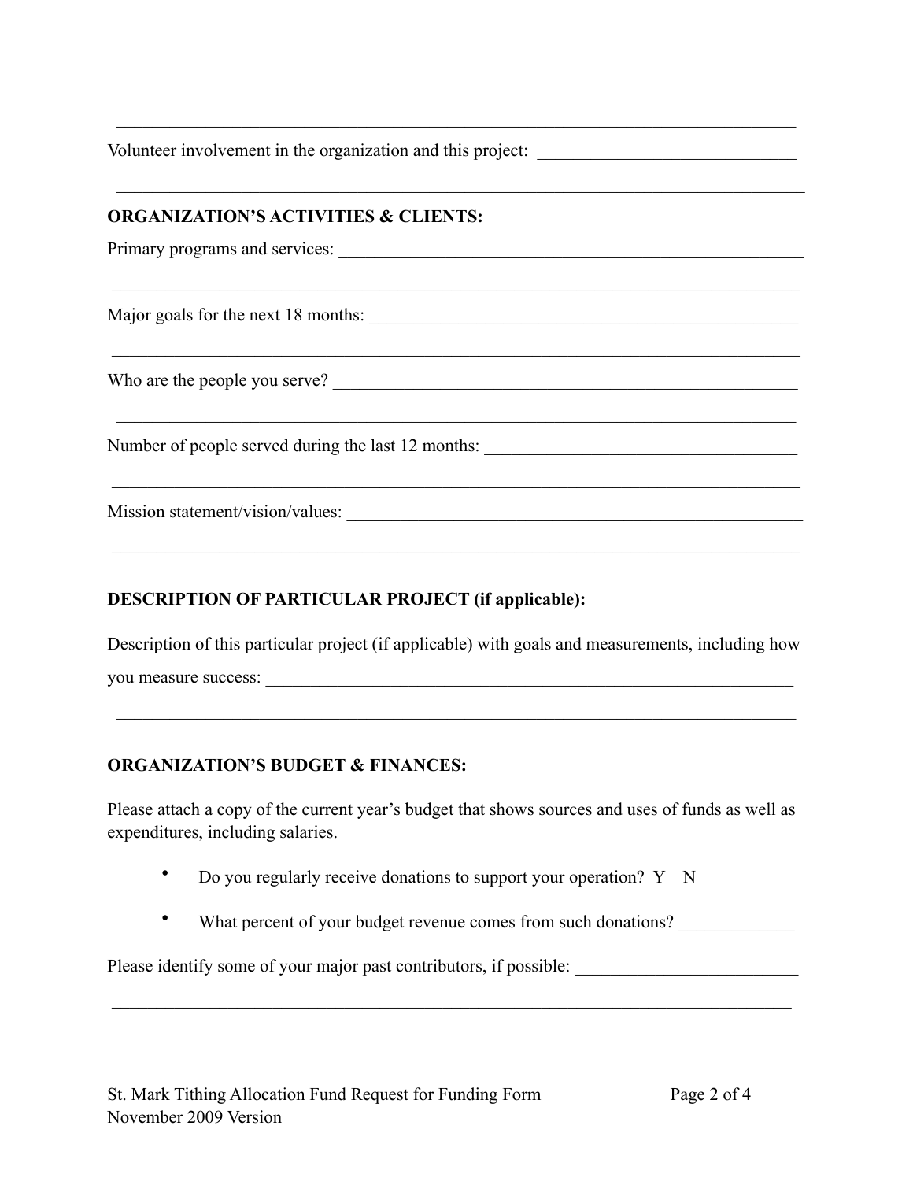______________________________________________________________________________

Volunteer involvement in the organization and this project: ____________________________

______________________________________________________________________________

**ORGANIZATION'S ACTIVITIES & CLIENTS:**

Primary programs and services: ______________________________________________________

______________________________________________________________________________

Major goals for the next 18 months: __________________________________________________

______________________________________________________________________________

Who are the people you serve? ______________________________________________________

______________________________________________________________________________

Number of people served during the last 12 months: __________________________________

______________________________________________________________________________

Mission statement/vision/values: _____________________________________________________

______________________________________________________________________________

**DESCRIPTION OF PARTICULAR PROJECT (if applicable):**

Description of this particular project (if applicable) with goals and measurements, including how you measure success: ______________________________________________________________

______________________________________________________________________________

**ORGANIZATION'S BUDGET & FINANCES:**

Please attach a copy of the current year's budget that shows sources and uses of funds as well as expenditures, including salaries.

- Do you regularly receive donations to support your operation? Y N
- What percent of your budget revenue comes from such donations? _____________

Please identify some of your major past contributors, if possible: ________________________

______________________________________________________________________________

St. Mark Tithing Allocation Fund Request for Funding Form
November 2009 Version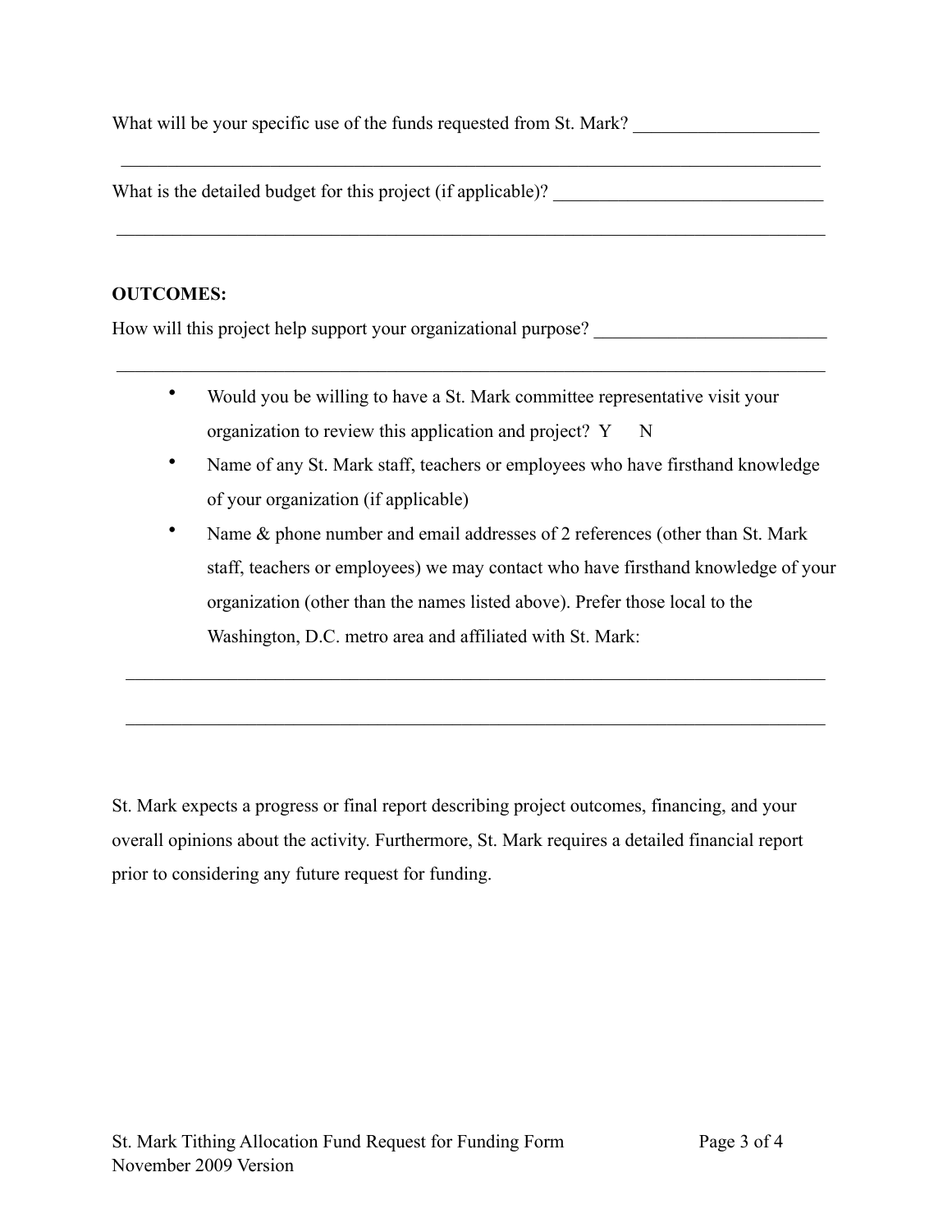What will be your specific use of the funds requested from St. Mark? ____________________

________________________________________________________________________________

What is the detailed budget for this project (if applicable)? ______________________________

________________________________________________________________________________

**OUTCOMES:**

How will this project help support your organizational purpose? _________________________

________________________________________________________________________________

- Would you be willing to have a St. Mark committee representative visit your organization to review this application and project? Y N
- Name of any St. Mark staff, teachers or employees who have firsthand knowledge of your organization (if applicable)
- Name & phone number and email addresses of 2 references (other than St. Mark staff, teachers or employees) we may contact who have firsthand knowledge of your organization (other than the names listed above). Prefer those local to the Washington, D.C. metro area and affiliated with St. Mark:

________________________________________________________________________________

________________________________________________________________________________

St. Mark expects a progress or final report describing project outcomes, financing, and your overall opinions about the activity. Furthermore, St. Mark requires a detailed financial report prior to considering any future request for funding.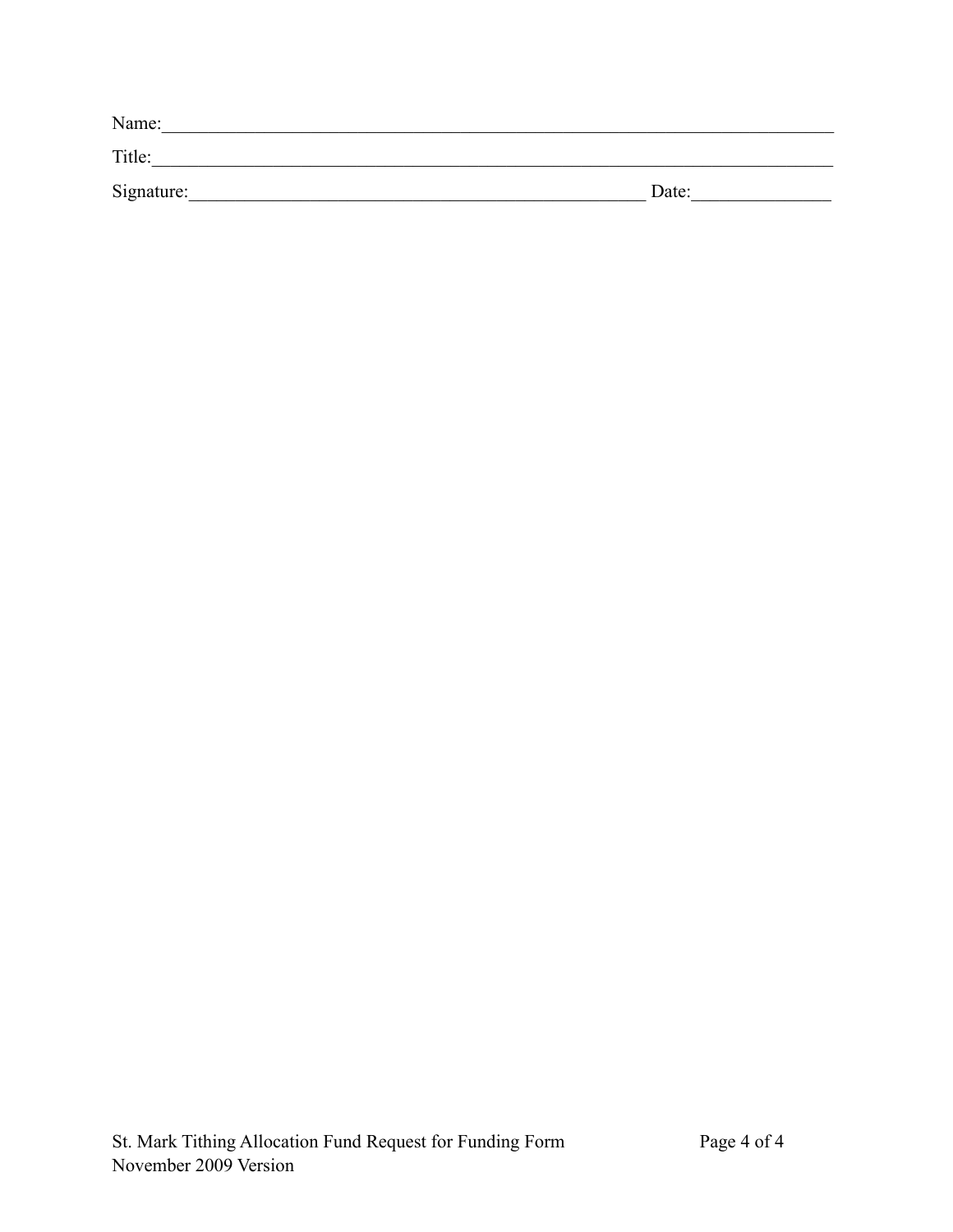Name:___________________________________________________________________________

Title:___________________________________________________________________________

Signature:___________________________________________________ Date:_______________